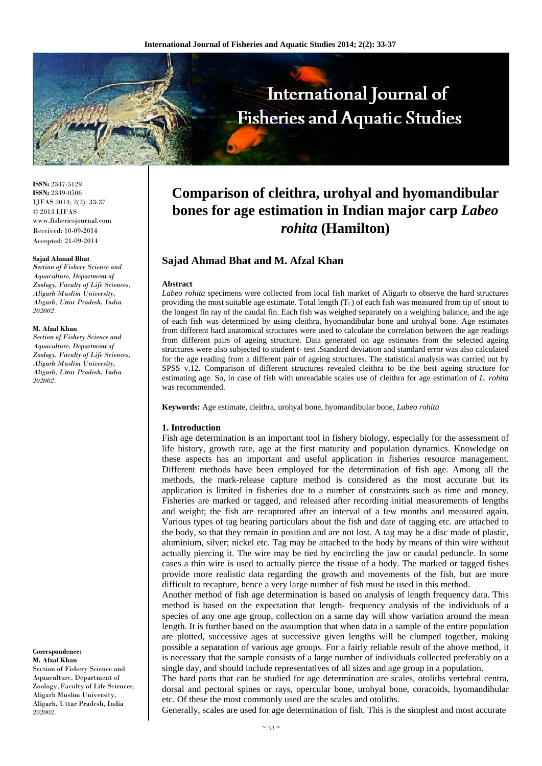ISSN: 2347-5129
ISSN: 2349-0506
IJFAS 2014; 2(2): 33-37
© 2013 IJFAS
www.fisheriesjournal.com
Received: 10-09-2014
Accepted: 21-09-2014

**Sajad Ahmad Bhat**
*Section of Fishery Science and Aquaculture, Department of Zoology, Faculty of Life Sciences, Aligarh Muslim University, Aligarh, Uttar Pradesh, India 202002.*

**M. Afzal Khan**
*Section of Fishery Science and Aquaculture, Department of Zoology, Faculty of Life Sciences, Aligarh Muslim University, Aligarh, Uttar Pradesh, India 202002.*

**Correspondence:**
**M. Afzal Khan**
Section of Fishery Science and Aquaculture, Department of Zoology, Faculty of Life Sciences, Aligarh Muslim University, Aligarh, Uttar Pradesh, India 202002.

# Comparison of cleithra, urohyal and hyomandibular bones for age estimation in Indian major carp *Labeo rohita* (Hamilton)

## Sajad Ahmad Bhat and M. Afzal Khan

**Abstract**

*Labeo rohita* specimens were collected from local fish market of Aligarh to observe the hard structures providing the most suitable age estimate. Total length ($T_L$) of each fish was measured from tip of snout to the longest fin ray of the caudal fin. Each fish was weighed separately on a weighing balance, and the age of each fish was determined by using cleithra, hyomandibular bone and urohyal bone. Age estimates from different hard anatomical structures were used to calculate the correlation between the age readings from different pairs of ageing structure. Data generated on age estimates from the selected ageing structures were also subjected to student t- test .Standard deviation and standard error was also calculated for the age reading from a different pair of ageing structures. The statistical analysis was carried out by SPSS v.12. Comparison of different structures revealed cleithra to be the best ageing structure for estimating age. So, in case of fish with unreadable scales use of cleithra for age estimation of *L. rohita* was recommended.

**Keywords:** Age estimate, cleithra, urohyal bone, hyomandibular bone, *Labeo rohita*

### 1. Introduction

Fish age determination is an important tool in fishery biology, especially for the assessment of life history, growth rate, age at the first maturity and population dynamics. Knowledge on these aspects has an important and useful application in fisheries resource management. Different methods have been employed for the determination of fish age. Among all the methods, the mark-release capture method is considered as the most accurate but its application is limited in fisheries due to a number of constraints such as time and money. Fisheries are marked or tagged, and released after recording initial measurements of lengths and weight; the fish are recaptured after an interval of a few months and measured again. Various types of tag bearing particulars about the fish and date of tagging etc. are attached to the body, so that they remain in position and are not lost. A tag may be a disc made of plastic, aluminium, silver; nickel etc. Tag may be attached to the body by means of thin wire without actually piercing it. The wire may be tied by encircling the jaw or caudal peduncle. In some cases a thin wire is used to actually pierce the tissue of a body. The marked or tagged fishes provide more realistic data regarding the growth and movements of the fish, but are more difficult to recapture, hence a very large number of fish must be used in this method.

Another method of fish age determination is based on analysis of length frequency data. This method is based on the expectation that length- frequency analysis of the individuals of a species of any one age group, collection on a same day will show variation around the mean length. It is further based on the assumption that when data in a sample of the entire population are plotted, successive ages at successive given lengths will be clumped together, making possible a separation of various age groups. For a fairly reliable result of the above method, it is necessary that the sample consists of a large number of individuals collected preferably on a single day, and should include representatives of all sizes and age group in a population.

The hard parts that can be studied for age determination are scales, otoliths vertebral centra, dorsal and pectoral spines or rays, opercular bone, urohyal bone, coracoids, hyomandibular etc. Of these the most commonly used are the scales and otoliths.

Generally, scales are used for age determination of fish. This is the simplest and most accurate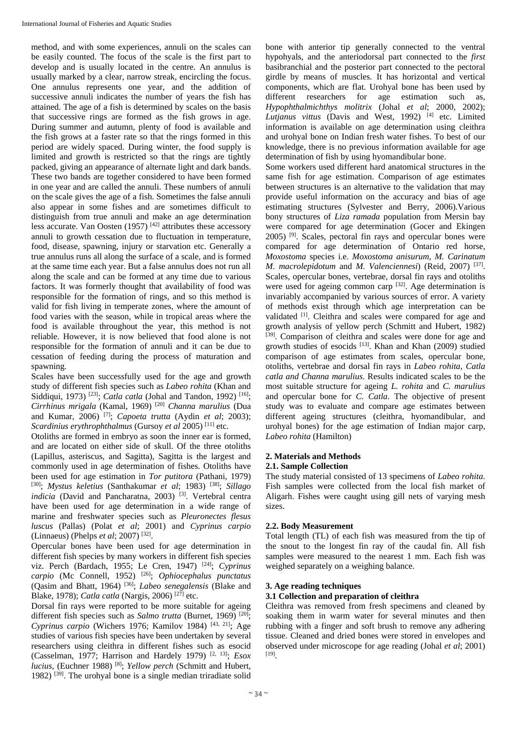method, and with some experiences, annuli on the scales can be easily counted. The focus of the scale is the first part to develop and is usually located in the centre. An annulus is usually marked by a clear, narrow streak, encircling the focus. One annulus represents one year, and the addition of successive annuli indicates the number of years the fish has attained. The age of a fish is determined by scales on the basis that successive rings are formed as the fish grows in age. During summer and autumn, plenty of food is available and the fish grows at a faster rate so that the rings formed in this period are widely spaced. During winter, the food supply is limited and growth is restricted so that the rings are tightly packed, giving an appearance of alternate light and dark bands. These two bands are together considered to have been formed in one year and are called the annuli. These numbers of annuli on the scale gives the age of a fish. Sometimes the false annuli also appear in some fishes and are sometimes difficult to distinguish from true annuli and make an age determination less accurate. Van Oosten (1957) [42] attributes these accessory annuli to growth cessation due to fluctuation in temperature, food, disease, spawning, injury or starvation etc. Generally a true annulus runs all along the surface of a scale, and is formed at the same time each year. But a false annulus does not run all along the scale and can be formed at any time due to various factors. It was formerly thought that availability of food was responsible for the formation of rings, and so this method is valid for fish living in temperate zones, where the amount of food varies with the season, while in tropical areas where the food is available throughout the year, this method is not reliable. However, it is now believed that food alone is not responsible for the formation of annuli and it can be due to cessation of feeding during the process of maturation and spawning.

Scales have been successfully used for the age and growth study of different fish species such as *Labeo rohita* (Khan and Siddiqui, 1973) [23]; *Catla catla* (Johal and Tandon, 1992) [16]; *Cirrhinus mrigala* (Kamal, 1969) [20] *Channa marulius* (Dua and Kumar, 2006) [7]; *Capoeta trutta* (Aydin *et al*; 2003); *Scardinius erythrophthalmus* (Gursoy *et al* 2005) [11] etc.

Otoliths are formed in embryo as soon the inner ear is formed, and are located on either side of skull. Of the three otoliths (Lapillus, asteriscus, and Sagitta), Sagitta is the largest and commonly used in age determination of fishes. Otoliths have been used for age estimation in *Tor putitora* (Pathani, 1979) [30]; *Mystus keletius* (Santhakumar *et al*; 1983) [38]; *Sillago indicia* (David and Pancharatna, 2003) [3]. Vertebral centra have been used for age determination in a wide range of marine and freshwater species such as *Pleuronectes flesus luscus* (Pallas) (Polat *et al*; 2001) and *Cyprinus carpio* (Linnaeus) (Phelps *et al*; 2007) [32].

Opercular bones have been used for age determination in different fish species by many workers in different fish species viz. Perch (Bardach, 1955; Le Cren, 1947) [24]; *Cyprinus carpio* (Mc Connell, 1952) [26]; *Ophiocephalus punctatus* (Qasim and Bhatt, 1964) [36]; *Labeo senegalensis* (Blake and Blake, 1978); *Catla catla* (Nargis, 2006) [27] etc.

Dorsal fin rays were reported to be more suitable for ageing different fish species such as *Salmo trutta* (Burnet, 1969) [20]; *Cyprinus carpio* (Wichers 1976; Kamilov 1984) [43, 21]; Age studies of various fish species have been undertaken by several researchers using cleithra in different fishes such as esocid (Casselman, 1977; Harrison and Hardely 1979) [2, 13]; *Esox lucius*, (Euchner 1988) [8]; *Yellow perch* (Schmitt and Hubert, 1982) [39]. The urohyal bone is a single median triradiate solid bone with anterior tip generally connected to the ventral hypohyals, and the anteriodorsal part connected to the *first* basibranchial and the posterior part connected to the pectoral girdle by means of muscles. It has horizontal and vertical components, which are flat. Urohyal bone has been used by different researchers for age estimation such as, *Hypophthalmichthys molitrix* (Johal *et al*; 2000, 2002); *Lutjanus vittus* (Davis and West, 1992) [4] etc. Limited information is available on age determination using cleithra and urohyal bone on Indian fresh water fishes. To best of our knowledge, there is no previous information available for age determination of fish by using hyomandibular bone.

Some workers used different hard anatomical structures in the same fish for age estimation. Comparison of age estimates between structures is an alternative to the validation that may provide useful information on the accuracy and bias of age estimating structures (Sylvester and Berry, 2006).Various bony structures of *Liza ramada* population from Mersin bay were compared for age determination (Gocer and Ekingen 2005) [9]. Scales, pectoral fin rays and opercular bones were compared for age determination of Ontario red horse, *Moxostoma* species i.e. *Moxostoma anisurum, M. Carinatum M. macrolepidotum* and *M. Valenciennesi*) (Reid, 2007) [37]. Scales, opercular bones, vertebrae, dorsal fin rays and otoliths were used for ageing common carp [32]. Age determination is invariably accompanied by various sources of error. A variety of methods exist through which age interpretation can be validated [1]. Cleithra and scales were compared for age and growth analysis of yellow perch (Schmitt and Hubert, 1982) [39]. Comparison of cleithra and scales were done for age and growth studies of esocids [13]. Khan and Khan (2009) studied comparison of age estimates from scales, opercular bone, otoliths, vertebrae and dorsal fin rays in *Labeo rohita, Catla catla and Channa marulius*. Results indicated scales to be the most suitable structure for ageing *L. rohita* and *C. marulius* and opercular bone for *C. Catla*. The objective of present study was to evaluate and compare age estimates between different ageing structures (cleithra, hyomandibular, and urohyal bones) for the age estimation of Indian major carp, *Labeo rohita* (Hamilton)

## 2. Materials and Methods

### 2.1. Sample Collection

The study material consisted of 13 specimens of *Labeo rohita*. Fish samples were collected from the local fish market of Aligarh. Fishes were caught using gill nets of varying mesh sizes.

### 2.2. Body Measurement

Total length (TL) of each fish was measured from the tip of the snout to the longest fin ray of the caudal fin. All fish samples were measured to the nearest 1 mm. Each fish was weighed separately on a weighing balance.

## 3. Age reading techniques

### 3.1 Collection and preparation of cleithra

Cleithra was removed from fresh specimens and cleaned by soaking them in warm water for several minutes and then rubbing with a finger and soft brush to remove any adhering tissue. Cleaned and dried bones were stored in envelopes and observed under microscope for age reading (Johal *et al*; 2001) [19].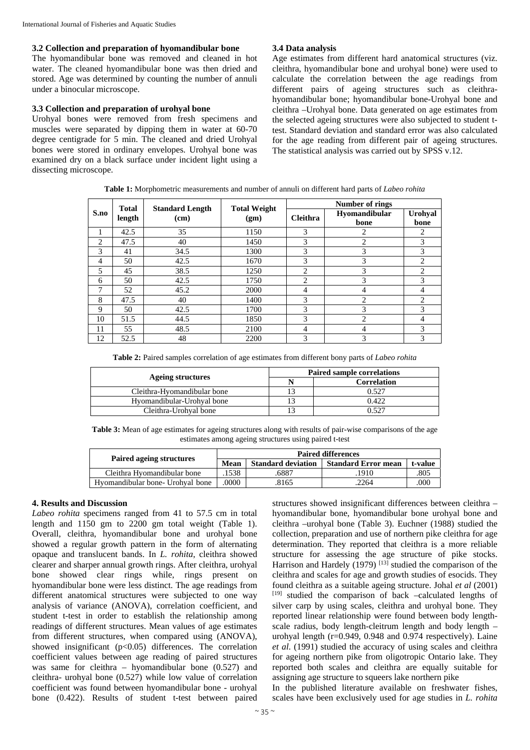### 3.2 Collection and preparation of hyomandibular bone

The hyomandibular bone was removed and cleaned in hot water. The cleaned hyomandibular bone was then dried and stored. Age was determined by counting the number of annuli under a binocular microscope.

### 3.3 Collection and preparation of urohyal bone

Urohyal bones were removed from fresh specimens and muscles were separated by dipping them in water at 60-70 degree centigrade for 5 min. The cleaned and dried Urohyal bones were stored in ordinary envelopes. Urohyal bone was examined dry on a black surface under incident light using a dissecting microscope.

### 3.4 Data analysis

Age estimates from different hard anatomical structures (viz. cleithra, hyomandibular bone and urohyal bone) were used to calculate the correlation between the age readings from different pairs of ageing structures such as cleithra-hyomandibular bone; hyomandibular bone-Urohyal bone and cleithra –Urohyal bone. Data generated on age estimates from the selected ageing structures were also subjected to student t-test. Standard deviation and standard error was also calculated for the age reading from different pair of ageing structures. The statistical analysis was carried out by SPSS v.12.

**Table 1:** Morphometric measurements and number of annuli on different hard parts of *Labeo rohita*

| S.no | Total length | Standard Length (cm) | Total Weight (gm) | Number of rings | | |
|---|---|---|---|---|---|---|
| | | | | Cleithra | Hyomandibular bone | Urohyal bone |
| 1 | 42.5 | 35 | 1150 | 3 | 2 | 2 |
| 2 | 47.5 | 40 | 1450 | 3 | 2 | 3 |
| 3 | 41 | 34.5 | 1300 | 3 | 3 | 3 |
| 4 | 50 | 42.5 | 1670 | 3 | 3 | 2 |
| 5 | 45 | 38.5 | 1250 | 2 | 3 | 2 |
| 6 | 50 | 42.5 | 1750 | 2 | 3 | 3 |
| 7 | 52 | 45.2 | 2000 | 4 | 4 | 4 |
| 8 | 47.5 | 40 | 1400 | 3 | 2 | 2 |
| 9 | 50 | 42.5 | 1700 | 3 | 3 | 3 |
| 10 | 51.5 | 44.5 | 1850 | 3 | 2 | 4 |
| 11 | 55 | 48.5 | 2100 | 4 | 4 | 3 |
| 12 | 52.5 | 48 | 2200 | 3 | 3 | 3 |

**Table 2:** Paired samples correlation of age estimates from different bony parts of *Labeo rohita*

| Ageing structures | Paired sample correlations | |
|---|---|---|
| | N | Correlation |
| Cleithra-Hyomandibular bone | 13 | 0.527 |
| Hyomandibular-Urohyal bone | 13 | 0.422 |
| Cleithra-Urohyal bone | 13 | 0.527 |

**Table 3:** Mean of age estimates for ageing structures along with results of pair-wise comparisons of the age estimates among ageing structures using paired t-test

| Paired ageing structures | Paired differences | | | |
|---|---|---|---|---|
| | Mean | Standard deviation | Standard Error mean | t-value |
| Cleithra Hyomandibular bone | .1538 | .6887 | .1910 | .805 |
| Hyomandibular bone- Urohyal bone | .0000 | .8165 | .2264 | .000 |

## 4. Results and Discussion

*Labeo rohita* specimens ranged from 41 to 57.5 cm in total length and 1150 gm to 2200 gm total weight (Table 1). Overall, cleithra, hyomandibular bone and urohyal bone showed a regular growth pattern in the form of alternating opaque and translucent bands. In *L. rohita*, cleithra showed clearer and sharper annual growth rings. After cleithra, urohyal bone showed clear rings while, rings present on hyomandibular bone were less distinct. The age readings from different anatomical structures were subjected to one way analysis of variance (ANOVA), correlation coefficient, and student t-test in order to establish the relationship among readings of different structures. Mean values of age estimates from different structures, when compared using (ANOVA), showed insignificant ($p<0.05$) differences. The correlation coefficient values between age reading of paired structures was same for cleithra – hyomandibular bone (0.527) and cleithra- urohyal bone (0.527) while low value of correlation coefficient was found between hyomandibular bone - urohyal bone (0.422). Results of student t-test between paired structures showed insignificant differences between cleithra – hyomandibular bone, hyomandibular bone urohyal bone and cleithra –urohyal bone (Table 3). Euchner (1988) studied the collection, preparation and use of northern pike cleithra for age determination. They reported that cleithra is a more reliable structure for assessing the age structure of pike stocks. Harrison and Hardely (1979) [13] studied the comparison of the cleithra and scales for age and growth studies of esocids. They found cleithra as a suitable ageing structure. Johal *et al* (2001) [19] studied the comparison of back –calculated lengths of silver carp by using scales, cleithra and urohyal bone. They reported linear relationship were found between body length-scale radius, body length-cleitrum length and body length – urohyal length (r=0.949, 0.948 and 0.974 respectively). Laine *et al.* (1991) studied the accuracy of using scales and cleithra for ageing northern pike from oligotropic Ontario lake. They reported both scales and cleithra are equally suitable for assigning age structure to squeers lake northern pike

In the published literature available on freshwater fishes, scales have been exclusively used for age studies in *L. rohita*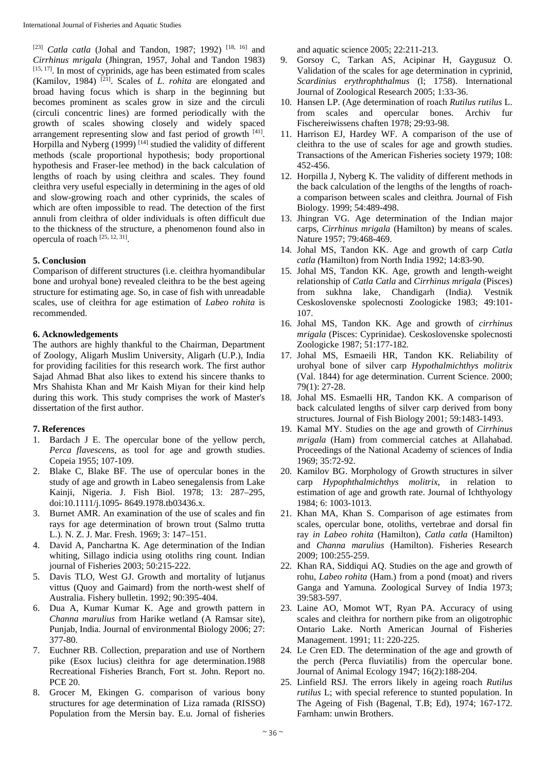[23] *Catla catla* (Johal and Tandon, 1987; 1992) [18, 16] and *Cirrhinus mrigala* (Jhingran, 1957, Johal and Tandon 1983) [15, 17]. In most of cyprinids, age has been estimated from scales (Kamilov, 1984) [21]. Scales of *L. rohita* are elongated and broad having focus which is sharp in the beginning but becomes prominent as scales grow in size and the circuli (circuli concentric lines) are formed periodically with the growth of scales showing closely and widely spaced arrangement representing slow and fast period of growth [41]. Horpilla and Nyberg (1999) [14] studied the validity of different methods (scale proportional hypothesis; body proportional hypothesis and Fraser-lee method) in the back calculation of lengths of roach by using cleithra and scales. They found cleithra very useful especially in determining in the ages of old and slow-growing roach and other cyprinids, the scales of which are often impossible to read. The detection of the first annuli from cleithra of older individuals is often difficult due to the thickness of the structure, a phenomenon found also in opercula of roach [25, 12, 31].

## 5. Conclusion

Comparison of different structures (i.e. cleithra hyomandibular bone and urohyal bone) revealed cleithra to be the best ageing structure for estimating age. So, in case of fish with unreadable scales, use of cleithra for age estimation of *Labeo rohita* is recommended.

## 6. Acknowledgements

The authors are highly thankful to the Chairman, Department of Zoology, Aligarh Muslim University, Aligarh (U.P.), India for providing facilities for this research work. The first author Sajad Ahmad Bhat also likes to extend his sincere thanks to Mrs Shahista Khan and Mr Kaish Miyan for their kind help during this work. This study comprises the work of Master's dissertation of the first author.

## 7. References

1. Bardach J E. The opercular bone of the yellow perch, *Perca flavescens*, as tool for age and growth studies. Copeia 1955; 107-109.
2. Blake C, Blake BF. The use of opercular bones in the study of age and growth in Labeo senegalensis from Lake Kainji, Nigeria. J. Fish Biol. 1978; 13: 287–295, doi:10.1111/j.1095- 8649.1978.tb03436.x.
3. Burnet AMR. An examination of the use of scales and fin rays for age determination of brown trout (Salmo trutta L.). N. Z. J. Mar. Fresh. 1969; 3: 147–151.
4. David A, Panchartna K. Age determination of the Indian whiting, Sillago indicia using otoliths ring count. Indian journal of Fisheries 2003; 50:215-222.
5. Davis TLO, West GJ. Growth and mortality of lutjanus vittus (Quoy and Gaimard) from the north-west shelf of Australia. Fishery bulletin. 1992; 90:395-404.
6. Dua A, Kumar Kumar K. Age and growth pattern in *Channa marulius* from Harike wetland (A Ramsar site), Punjab, India. Journal of environmental Biology 2006; 27: 377-80.
7. Euchner RB. Collection, preparation and use of Northern pike (Esox lucius) cleithra for age determination.1988 Recreational Fisheries Branch, Fort st. John. Report no. PCE 20.
8. Grocer M, Ekingen G. comparison of various bony structures for age determination of Liza ramada (RISSO) Population from the Mersin bay. E.u. Jornal of fisheries and aquatic science 2005; 22:211-213.
9. Gorsoy C, Tarkan AS, Acipinar H, Gaygusuz O. Validation of the scales for age determination in cyprinid, *Scardinius erythrophthalmus* (l; 1758). International Journal of Zoological Research 2005; 1:33-36.
10. Hansen LP. (Age determination of roach *Rutilus rutilus* L. from scales and opercular bones. Archiv fur Fischereiwissens chaften 1978; 29:93-98.
11. Harrison EJ, Hardey WF. A comparison of the use of cleithra to the use of scales for age and growth studies. Transactions of the American Fisheries society 1979; 108: 452-456.
12. Horpilla J, Nyberg K. The validity of different methods in the back calculation of the lengths of the lengths of roach-a comparison between scales and cleithra. Journal of Fish Biology. 1999; 54:489-498.
13. Jhingran VG. Age determination of the Indian major carps, *Cirrhinus mrigala* (Hamilton) by means of scales. Nature 1957; 79:468-469.
14. Johal MS, Tandon KK. Age and growth of carp *Catla catla (*Hamilton) from North India 1992; 14:83-90.
15. Johal MS, Tandon KK. Age, growth and length-weight relationship of *Catla Catla* and *Cirrhinus mrigala* (Pisces) from sukhna lake, Chandigarh (India). Vestnik Ceskoslovenske spolecnosti Zoologicke 1983; 49:101-107.
16. Johal MS, Tandon KK. Age and growth of *cirrhinus mrigala* (Pisces: Cyprinidae). Ceskoslovenske spolecnosti Zoologicke 1987; 51:177-182.
17. Johal MS, Esmaeili HR, Tandon KK. Reliability of urohyal bone of silver carp *Hypothalmichthys molitrix* (Val. 1844) for age determination. Current Science. 2000; 79(1): 27-28.
18. Johal MS. Esmaelli HR, Tandon KK. A comparison of back calculated lengths of silver carp derived from bony structures. Journal of Fish Biology 2001; 59:1483-1493.
19. Kamal MY. Studies on the age and growth of *Cirrhinus mrigala* (Ham) from commercial catches at Allahabad. Proceedings of the National Academy of sciences of India 1969; 35:72-92.
20. Kamilov BG. Morphology of Growth structures in silver carp *Hypophthalmichthys molitrix*, in relation to estimation of age and growth rate. Journal of Ichthyology 1984; 6: 1003-1013.
21. Khan MA, Khan S. Comparison of age estimates from scales, opercular bone, otoliths, vertebrae and dorsal fin ray *in Labeo rohita* (Hamilton), *Catla catla* (Hamilton) and *Channa marulius* (Hamilton). Fisheries Research 2009; 100:255-259.
22. Khan RA, Siddiqui AQ. Studies on the age and growth of rohu, *Labeo rohita* (Ham.) from a pond (moat) and rivers Ganga and Yamuna. Zoological Survey of India 1973; 39:583-597.
23. Laine AO, Momot WT, Ryan PA. Accuracy of using scales and cleithra for northern pike from an oligotrophic Ontario Lake. North American Journal of Fisheries Management. 1991; 11: 220-225.
24. Le Cren ED. The determination of the age and growth of the perch (Perca fluviatilis) from the opercular bone. Journal of Animal Ecology 1947; 16(2):188-204.
25. Linfield RSJ. The errors likely in ageing roach *Rutilus rutilus* L; with special reference to stunted population. In The Ageing of Fish (Bagenal, T.B; Ed), 1974; 167-172. Farnham: unwin Brothers.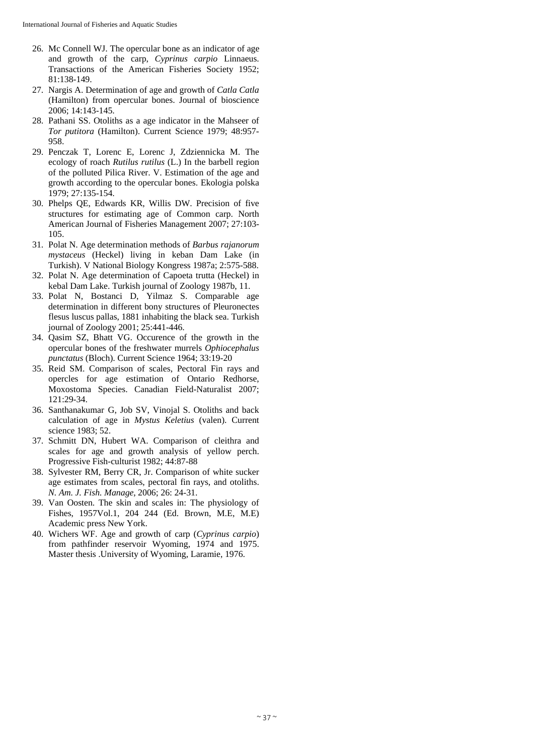26. Mc Connell WJ. The opercular bone as an indicator of age and growth of the carp, *Cyprinus carpio* Linnaeus. Transactions of the American Fisheries Society 1952; 81:138-149.
27. Nargis A. Determination of age and growth of *Catla Catla* (Hamilton) from opercular bones. Journal of bioscience 2006; 14:143-145.
28. Pathani SS. Otoliths as a age indicator in the Mahseer of *Tor putitora* (Hamilton). Current Science 1979; 48:957-958.
29. Penczak T, Lorenc E, Lorenc J, Zdziennicka M. The ecology of roach *Rutilus rutilus* (L.) In the barbell region of the polluted Pilica River. V. Estimation of the age and growth according to the opercular bones. Ekologia polska 1979; 27:135-154.
30. Phelps QE, Edwards KR, Willis DW. Precision of five structures for estimating age of Common carp. North American Journal of Fisheries Management 2007; 27:103-105.
31. Polat N. Age determination methods of *Barbus rajanorum mystaceus* (Heckel) living in keban Dam Lake (in Turkish). V National Biology Kongress 1987a; 2:575-588.
32. Polat N. Age determination of Capoeta trutta (Heckel) in kebal Dam Lake. Turkish journal of Zoology 1987b, 11.
33. Polat N, Bostanci D, Yilmaz S. Comparable age determination in different bony structures of Pleuronectes flesus luscus pallas, 1881 inhabiting the black sea. Turkish journal of Zoology 2001; 25:441-446.
34. Qasim SZ, Bhatt VG. Occurence of the growth in the opercular bones of the freshwater murrels *Ophiocephalus punctatus* (Bloch). Current Science 1964; 33:19-20
35. Reid SM. Comparison of scales, Pectoral Fin rays and opercles for age estimation of Ontario Redhorse, Moxostoma Species. Canadian Field-Naturalist 2007; 121:29-34.
36. Santhanakumar G, Job SV, Vinojal S. Otoliths and back calculation of age in *Mystus Keletius* (valen). Current science 1983; 52.
37. Schmitt DN, Hubert WA. Comparison of cleithra and scales for age and growth analysis of yellow perch. Progressive Fish-culturist 1982; 44:87-88
38. Sylvester RM, Berry CR, Jr. Comparison of white sucker age estimates from scales, pectoral fin rays, and otoliths. *N. Am. J. Fish. Manage*, 2006; 26: 24-31.
39. Van Oosten. The skin and scales in: The physiology of Fishes, 1957Vol.1, 204 244 (Ed. Brown, M.E, M.E) Academic press New York.
40. Wichers WF. Age and growth of carp (*Cyprinus carpio*) from pathfinder reservoir Wyoming, 1974 and 1975. Master thesis .University of Wyoming, Laramie, 1976.